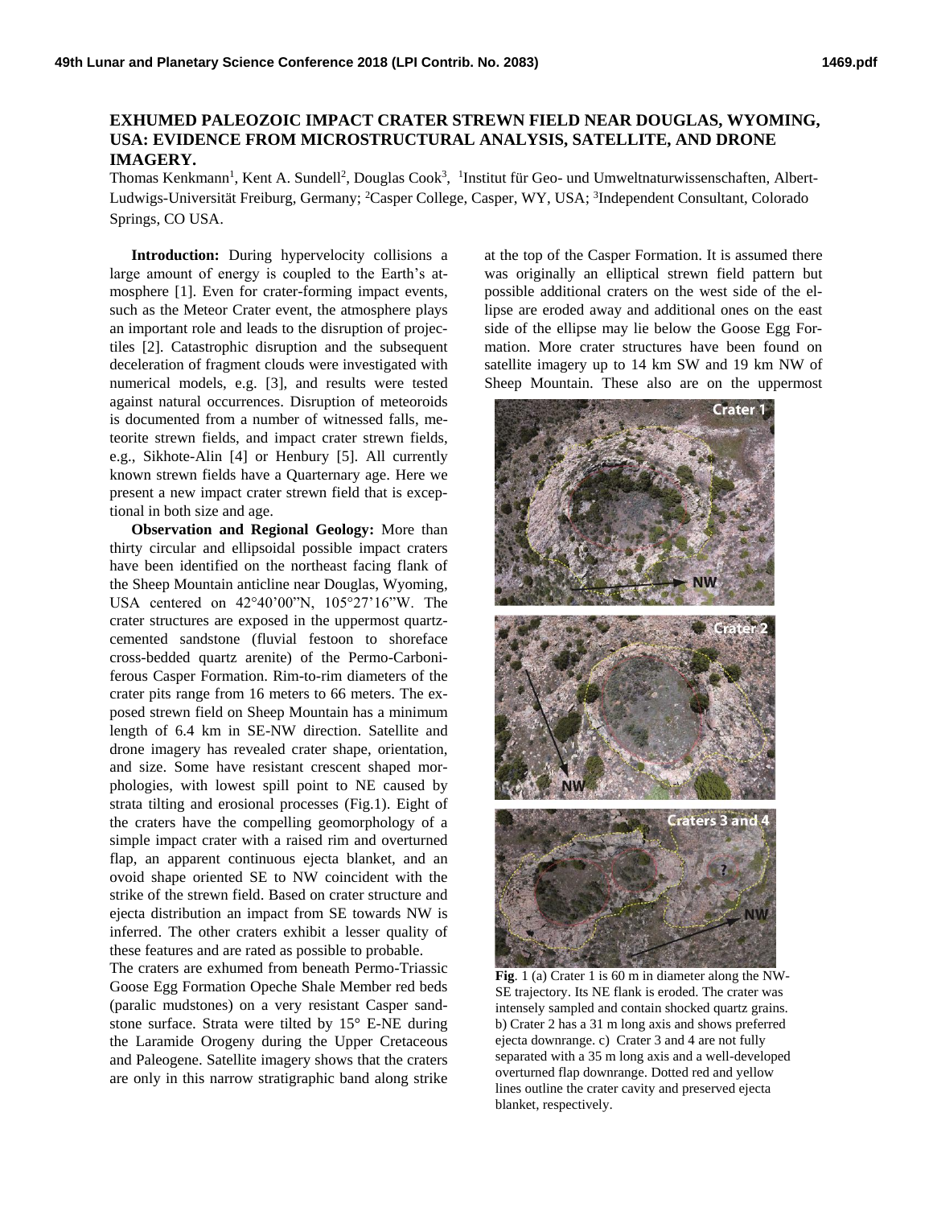# EXHUMED PALEOZOIC IMPACT CRATER STREWN FIELD NEAR DOUGLAS, WYOMING, USA: EVIDENCE FROM MICROSTRUCTURAL ANALYSIS, SATELLITE, AND DRONE IMAGERY.

Thomas Kenkmann[1], Kent A. Sundell[2], Douglas Cook[3], [1]Institut für Geo- und Umweltnaturwissenschaften, Albert-Ludwigs-Universität Freiburg, Germany; [2]Casper College, Casper, WY, USA; [3]Independent Consultant, Colorado Springs, CO USA.

**Introduction:** During hypervelocity collisions a large amount of energy is coupled to the Earth's atmosphere [1]. Even for crater-forming impact events, such as the Meteor Crater event, the atmosphere plays an important role and leads to the disruption of projectiles [2]. Catastrophic disruption and the subsequent deceleration of fragment clouds were investigated with numerical models, e.g. [3], and results were tested against natural occurrences. Disruption of meteoroids is documented from a number of witnessed falls, meteorite strewn fields, and impact crater strewn fields, e.g., Sikhote-Alin [4] or Henbury [5]. All currently known strewn fields have a Quarternary age. Here we present a new impact crater strewn field that is exceptional in both size and age.

**Observation and Regional Geology:** More than thirty circular and ellipsoidal possible impact craters have been identified on the northeast facing flank of the Sheep Mountain anticline near Douglas, Wyoming, USA centered on 42°40'00"N, 105°27'16"W. The crater structures are exposed in the uppermost quartz-cemented sandstone (fluvial festoon to shoreface cross-bedded quartz arenite) of the Permo-Carboniferous Casper Formation. Rim-to-rim diameters of the crater pits range from 16 meters to 66 meters. The exposed strewn field on Sheep Mountain has a minimum length of 6.4 km in SE-NW direction. Satellite and drone imagery has revealed crater shape, orientation, and size. Some have resistant crescent shaped morphologies, with lowest spill point to NE caused by strata tilting and erosional processes (Fig.1). Eight of the craters have the compelling geomorphology of a simple impact crater with a raised rim and overturned flap, an apparent continuous ejecta blanket, and an ovoid shape oriented SE to NW coincident with the strike of the strewn field. Based on crater structure and ejecta distribution an impact from SE towards NW is inferred. The other craters exhibit a lesser quality of these features and are rated as possible to probable.

The craters are exhumed from beneath Permo-Triassic Goose Egg Formation Opeche Shale Member red beds (paralic mudstones) on a very resistant Casper sandstone surface. Strata were tilted by 15° E-NE during the Laramide Orogeny during the Upper Cretaceous and Paleogene. Satellite imagery shows that the craters are only in this narrow stratigraphic band along strike at the top of the Casper Formation. It is assumed there was originally an elliptical strewn field pattern but possible additional craters on the west side of the ellipse are eroded away and additional ones on the east side of the ellipse may lie below the Goose Egg Formation. More crater structures have been found on satellite imagery up to 14 km SW and 19 km NW of Sheep Mountain. These also are on the uppermost

**Fig**. 1 (a) Crater 1 is 60 m in diameter along the NW-SE trajectory. Its NE flank is eroded. The crater was intensely sampled and contain shocked quartz grains. b) Crater 2 has a 31 m long axis and shows preferred ejecta downrange. c) Crater 3 and 4 are not fully separated with a 35 m long axis and a well-developed overturned flap downrange. Dotted red and yellow lines outline the crater cavity and preserved ejecta blanket, respectively.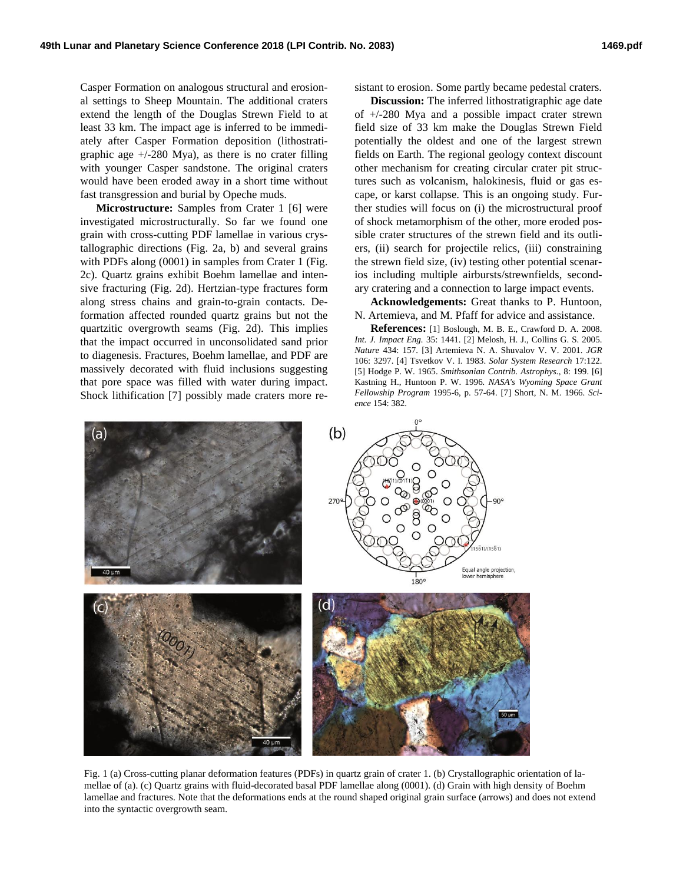Casper Formation on analogous structural and erosional settings to Sheep Mountain. The additional craters extend the length of the Douglas Strewn Field to at least 33 km. The impact age is inferred to be immediately after Casper Formation deposition (lithostratigraphic age +/-280 Mya), as there is no crater filling with younger Casper sandstone. The original craters would have been eroded away in a short time without fast transgression and burial by Opeche muds.

**Microstructure:** Samples from Crater 1 [6] were investigated microstructurally. So far we found one grain with cross-cutting PDF lamellae in various crystallographic directions (Fig. 2a, b) and several grains with PDFs along (0001) in samples from Crater 1 (Fig. 2c). Quartz grains exhibit Boehm lamellae and intensive fracturing (Fig. 2d). Hertzian-type fractures form along stress chains and grain-to-grain contacts. Deformation affected rounded quartz grains but not the quartzitic overgrowth seams (Fig. 2d). This implies that the impact occurred in unconsolidated sand prior to diagenesis. Fractures, Boehm lamellae, and PDF are massively decorated with fluid inclusions suggesting that pore space was filled with water during impact. Shock lithification [7] possibly made craters more resistant to erosion. Some partly became pedestal craters.

**Discussion:** The inferred lithostratigraphic age date of +/-280 Mya and a possible impact crater strewn field size of 33 km make the Douglas Strewn Field potentially the oldest and one of the largest strewn fields on Earth. The regional geology context discount other mechanism for creating circular crater pit structures such as volcanism, halokinesis, fluid or gas escape, or karst collapse. This is an ongoing study. Further studies will focus on (i) the microstructural proof of shock metamorphism of the other, more eroded possible crater structures of the strewn field and its outliers, (ii) search for projectile relics, (iii) constraining the strewn field size, (iv) testing other potential scenarios including multiple airbursts/strewnfields, secondary cratering and a connection to large impact events.

**Acknowledgements:** Great thanks to P. Huntoon, N. Artemieva, and M. Pfaff for advice and assistance.

**References:** [1] Boslough, M. B. E., Crawford D. A. 2008. *Int. J. Impact Eng.* 35: 1441. [2] Melosh, H. J., Collins G. S. 2005. *Nature* 434: 157. [3] Artemieva N. A. Shuvalov V. V. 2001. *JGR* 106: 3297. [4] Tsvetkov V. I. 1983. *Solar System Research* 17:122. [5] Hodge P. W. 1965. *Smithsonian Contrib. Astrophys.*, 8: 199. [6] Kastning H., Huntoon P. W. 1996. *NASA's Wyoming Space Grant Fellowship Program* 1995-6, p. 57-64. [7] Short, N. M. 1966. *Science* 154: 382.

(a)
40 µm

(b)
0°
90°
180°
270°
(0001)
(1011)/(0111)
(1561)/(1561)
Equal angle projection, lower hemisphere

(c)
(0001)
40 µm

(d)
50 µm

Fig. 1 (a) Cross-cutting planar deformation features (PDFs) in quartz grain of crater 1. (b) Crystallographic orientation of lamellae of (a). (c) Quartz grains with fluid-decorated basal PDF lamellae along (0001). (d) Grain with high density of Boehm lamellae and fractures. Note that the deformations ends at the round shaped original grain surface (arrows) and does not extend into the syntactic overgrowth seam.